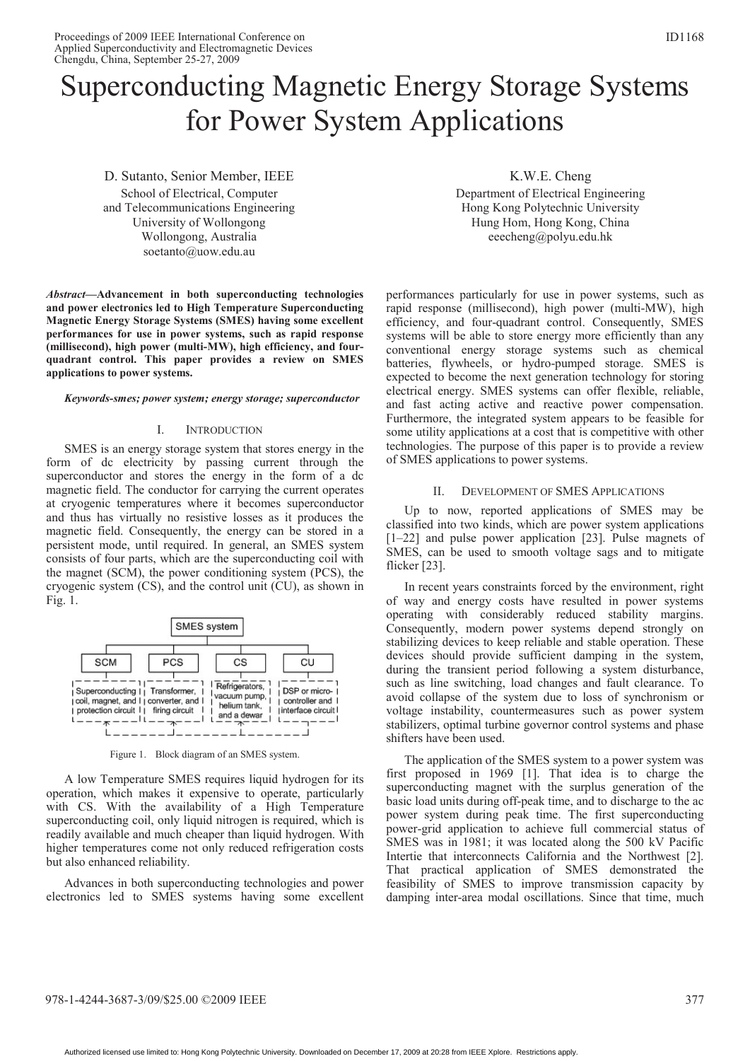# Superconducting Magnetic Energy Storage Systems for Power System Applications

D. Sutanto, Senior Member, IEEE
School of Electrical, Computer and Telecommunications Engineering
University of Wollongong
Wollongong, Australia
soetanto@uow.edu.au

K.W.E. Cheng
Department of Electrical Engineering
Hong Kong Polytechnic University
Hung Hom, Hong Kong, China
eeecheng@polyu.edu.hk

***Abstract*—Advancement in both superconducting technologies and power electronics led to High Temperature Superconducting Magnetic Energy Storage Systems (SMES) having some excellent performances for use in power systems, such as rapid response (millisecond), high power (multi-MW), high efficiency, and four-quadrant control. This paper provides a review on SMES applications to power systems.**

***Keywords-smes; power system; energy storage; superconductor***

## I. Introduction

SMES is an energy storage system that stores energy in the form of dc electricity by passing current through the superconductor and stores the energy in the form of a dc magnetic field. The conductor for carrying the current operates at cryogenic temperatures where it becomes superconductor and thus has virtually no resistive losses as it produces the magnetic field. Consequently, the energy can be stored in a persistent mode, until required. In general, an SMES system consists of four parts, which are the superconducting coil with the magnet (SCM), the power conditioning system (PCS), the cryogenic system (CS), and the control unit (CU), as shown in Fig. 1.

```
                         SMES system
     ___________________________|___________________________
    |              |                 |                     |
   SCM            PCS               CS                    CU
Superconducting  Transformer,    Refrigerators,        DSP or micro-
coil, magnet,    converter, and  vacuum pump,          controller and
and protection   firing circuit  helium tank,          interface circuit
circuit                          and a dewar
```

Figure 1. Block diagram of an SMES system.

A low Temperature SMES requires liquid hydrogen for its operation, which makes it expensive to operate, particularly with CS. With the availability of a High Temperature superconducting coil, only liquid nitrogen is required, which is readily available and much cheaper than liquid hydrogen. With higher temperatures come not only reduced refrigeration costs but also enhanced reliability.

Advances in both superconducting technologies and power electronics led to SMES systems having some excellent performances particularly for use in power systems, such as rapid response (millisecond), high power (multi-MW), high efficiency, and four-quadrant control. Consequently, SMES systems will be able to store energy more efficiently than any conventional energy storage systems such as chemical batteries, flywheels, or hydro-pumped storage. SMES is expected to become the next generation technology for storing electrical energy. SMES systems can offer flexible, reliable, and fast acting active and reactive power compensation. Furthermore, the integrated system appears to be feasible for some utility applications at a cost that is competitive with other technologies. The purpose of this paper is to provide a review of SMES applications to power systems.

## II. Development of SMES Applications

Up to now, reported applications of SMES may be classified into two kinds, which are power system applications [1–22] and pulse power application [23]. Pulse magnets of SMES, can be used to smooth voltage sags and to mitigate flicker [23].

In recent years constraints forced by the environment, right of way and energy costs have resulted in power systems operating with considerably reduced stability margins. Consequently, modern power systems depend strongly on stabilizing devices to keep reliable and stable operation. These devices should provide sufficient damping in the system, during the transient period following a system disturbance, such as line switching, load changes and fault clearance. To avoid collapse of the system due to loss of synchronism or voltage instability, countermeasures such as power system stabilizers, optimal turbine governor control systems and phase shifters have been used.

The application of the SMES system to a power system was first proposed in 1969 [1]. That idea is to charge the superconducting magnet with the surplus generation of the basic load units during off-peak time, and to discharge to the ac power system during peak time. The first superconducting power-grid application to achieve full commercial status of SMES was in 1981; it was located along the 500 kV Pacific Intertie that interconnects California and the Northwest [2]. That practical application of SMES demonstrated the feasibility of SMES to improve transmission capacity by damping inter-area modal oscillations. Since that time, much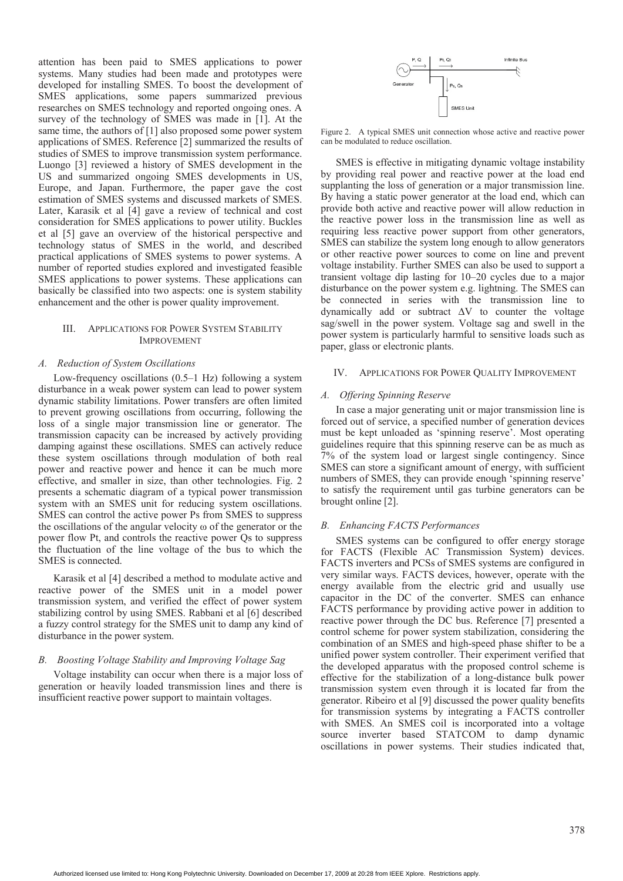attention has been paid to SMES applications to power systems. Many studies had been made and prototypes were developed for installing SMES. To boost the development of SMES applications, some papers summarized previous researches on SMES technology and reported ongoing ones. A survey of the technology of SMES was made in [1]. At the same time, the authors of [1] also proposed some power system applications of SMES. Reference [2] summarized the results of studies of SMES to improve transmission system performance. Luongo [3] reviewed a history of SMES development in the US and summarized ongoing SMES developments in US, Europe, and Japan. Furthermore, the paper gave the cost estimation of SMES systems and discussed markets of SMES. Later, Karasik et al [4] gave a review of technical and cost consideration for SMES applications to power utility. Buckles et al [5] gave an overview of the historical perspective and technology status of SMES in the world, and described practical applications of SMES systems to power systems. A number of reported studies explored and investigated feasible SMES applications to power systems. These applications can basically be classified into two aspects: one is system stability enhancement and the other is power quality improvement.

## III. Applications for Power System Stability Improvement

### *A. Reduction of System Oscillations*

Low-frequency oscillations (0.5–1 Hz) following a system disturbance in a weak power system can lead to power system dynamic stability limitations. Power transfers are often limited to prevent growing oscillations from occurring, following the loss of a single major transmission line or generator. The transmission capacity can be increased by actively providing damping against these oscillations. SMES can actively reduce these system oscillations through modulation of both real power and reactive power and hence it can be much more effective, and smaller in size, than other technologies. Fig. 2 presents a schematic diagram of a typical power transmission system with an SMES unit for reducing system oscillations. SMES can control the active power Ps from SMES to suppress the oscillations of the angular velocity ω of the generator or the power flow Pt, and controls the reactive power Qs to suppress the fluctuation of the line voltage of the bus to which the SMES is connected.

Karasik et al [4] described a method to modulate active and reactive power of the SMES unit in a model power transmission system, and verified the effect of power system stabilizing control by using SMES. Rabbani et al [6] described a fuzzy control strategy for the SMES unit to damp any kind of disturbance in the power system.

### *B. Boosting Voltage Stability and Improving Voltage Sag*

Voltage instability can occur when there is a major loss of generation or heavily loaded transmission lines and there is insufficient reactive power support to maintain voltages.

Figure 2. A typical SMES unit connection whose active and reactive power can be modulated to reduce oscillation.

SMES is effective in mitigating dynamic voltage instability by providing real power and reactive power at the load end supplanting the loss of generation or a major transmission line. By having a static power generator at the load end, which can provide both active and reactive power will allow reduction in the reactive power loss in the transmission line as well as requiring less reactive power support from other generators, SMES can stabilize the system long enough to allow generators or other reactive power sources to come on line and prevent voltage instability. Further SMES can also be used to support a transient voltage dip lasting for 10–20 cycles due to a major disturbance on the power system e.g. lightning. The SMES can be connected in series with the transmission line to dynamically add or subtract $\Delta V$ to counter the voltage sag/swell in the power system. Voltage sag and swell in the power system is particularly harmful to sensitive loads such as paper, glass or electronic plants.

## IV. Applications for Power Quality Improvement

### *A. Offering Spinning Reserve*

In case a major generating unit or major transmission line is forced out of service, a specified number of generation devices must be kept unloaded as 'spinning reserve'. Most operating guidelines require that this spinning reserve can be as much as 7% of the system load or largest single contingency. Since SMES can store a significant amount of energy, with sufficient numbers of SMES, they can provide enough 'spinning reserve' to satisfy the requirement until gas turbine generators can be brought online [2].

### *B. Enhancing FACTS Performances*

SMES systems can be configured to offer energy storage for FACTS (Flexible AC Transmission System) devices. FACTS inverters and PCSs of SMES systems are configured in very similar ways. FACTS devices, however, operate with the energy available from the electric grid and usually use capacitor in the DC of the converter. SMES can enhance FACTS performance by providing active power in addition to reactive power through the DC bus. Reference [7] presented a control scheme for power system stabilization, considering the combination of an SMES and high-speed phase shifter to be a unified power system controller. Their experiment verified that the developed apparatus with the proposed control scheme is effective for the stabilization of a long-distance bulk power transmission system even through it is located far from the generator. Ribeiro et al [9] discussed the power quality benefits for transmission systems by integrating a FACTS controller with SMES. An SMES coil is incorporated into a voltage source inverter based STATCOM to damp dynamic oscillations in power systems. Their studies indicated that,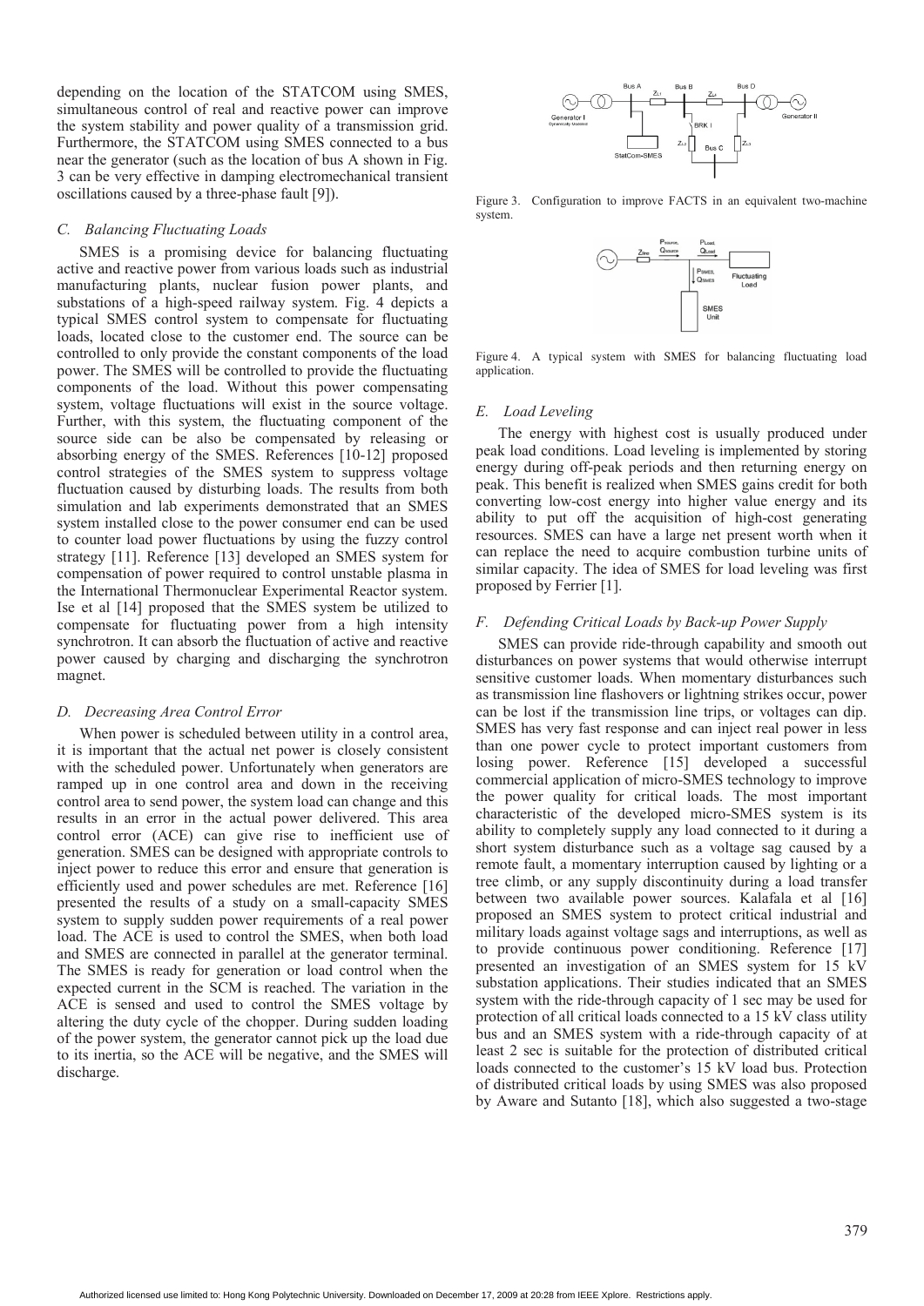depending on the location of the STATCOM using SMES, simultaneous control of real and reactive power can improve the system stability and power quality of a transmission grid. Furthermore, the STATCOM using SMES connected to a bus near the generator (such as the location of bus A shown in Fig. 3 can be very effective in damping electromechanical transient oscillations caused by a three-phase fault [9]).

### C. Balancing Fluctuating Loads

SMES is a promising device for balancing fluctuating active and reactive power from various loads such as industrial manufacturing plants, nuclear fusion power plants, and substations of a high-speed railway system. Fig. 4 depicts a typical SMES control system to compensate for fluctuating loads, located close to the customer end. The source can be controlled to only provide the constant components of the load power. The SMES will be controlled to provide the fluctuating components of the load. Without this power compensating system, voltage fluctuations will exist in the source voltage. Further, with this system, the fluctuating component of the source side can be also be compensated by releasing or absorbing energy of the SMES. References [10-12] proposed control strategies of the SMES system to suppress voltage fluctuation caused by disturbing loads. The results from both simulation and lab experiments demonstrated that an SMES system installed close to the power consumer end can be used to counter load power fluctuations by using the fuzzy control strategy [11]. Reference [13] developed an SMES system for compensation of power required to control unstable plasma in the International Thermonuclear Experimental Reactor system. Ise et al [14] proposed that the SMES system be utilized to compensate for fluctuating power from a high intensity synchrotron. It can absorb the fluctuation of active and reactive power caused by charging and discharging the synchrotron magnet.

### D. Decreasing Area Control Error

When power is scheduled between utility in a control area, it is important that the actual net power is closely consistent with the scheduled power. Unfortunately when generators are ramped up in one control area and down in the receiving control area to send power, the system load can change and this results in an error in the actual power delivered. This area control error (ACE) can give rise to inefficient use of generation. SMES can be designed with appropriate controls to inject power to reduce this error and ensure that generation is efficiently used and power schedules are met. Reference [16] presented the results of a study on a small-capacity SMES system to supply sudden power requirements of a real power load. The ACE is used to control the SMES, when both load and SMES are connected in parallel at the generator terminal. The SMES is ready for generation or load control when the expected current in the SCM is reached. The variation in the ACE is sensed and used to control the SMES voltage by altering the duty cycle of the chopper. During sudden loading of the power system, the generator cannot pick up the load due to its inertia, so the ACE will be negative, and the SMES will discharge.

Figure 3. Configuration to improve FACTS in an equivalent two-machine system.

Figure 4. A typical system with SMES for balancing fluctuating load application.

### E. Load Leveling

The energy with highest cost is usually produced under peak load conditions. Load leveling is implemented by storing energy during off-peak periods and then returning energy on peak. This benefit is realized when SMES gains credit for both converting low-cost energy into higher value energy and its ability to put off the acquisition of high-cost generating resources. SMES can have a large net present worth when it can replace the need to acquire combustion turbine units of similar capacity. The idea of SMES for load leveling was first proposed by Ferrier [1].

### F. Defending Critical Loads by Back-up Power Supply

SMES can provide ride-through capability and smooth out disturbances on power systems that would otherwise interrupt sensitive customer loads. When momentary disturbances such as transmission line flashovers or lightning strikes occur, power can be lost if the transmission line trips, or voltages can dip. SMES has very fast response and can inject real power in less than one power cycle to protect important customers from losing power. Reference [15] developed a successful commercial application of micro-SMES technology to improve the power quality for critical loads. The most important characteristic of the developed micro-SMES system is its ability to completely supply any load connected to it during a short system disturbance such as a voltage sag caused by a remote fault, a momentary interruption caused by lighting or a tree climb, or any supply discontinuity during a load transfer between two available power sources. Kalafala et al [16] proposed an SMES system to protect critical industrial and military loads against voltage sags and interruptions, as well as to provide continuous power conditioning. Reference [17] presented an investigation of an SMES system for 15 kV substation applications. Their studies indicated that an SMES system with the ride-through capacity of 1 sec may be used for protection of all critical loads connected to a 15 kV class utility bus and an SMES system with a ride-through capacity of at least 2 sec is suitable for the protection of distributed critical loads connected to the customer's 15 kV load bus. Protection of distributed critical loads by using SMES was also proposed by Aware and Sutanto [18], which also suggested a two-stage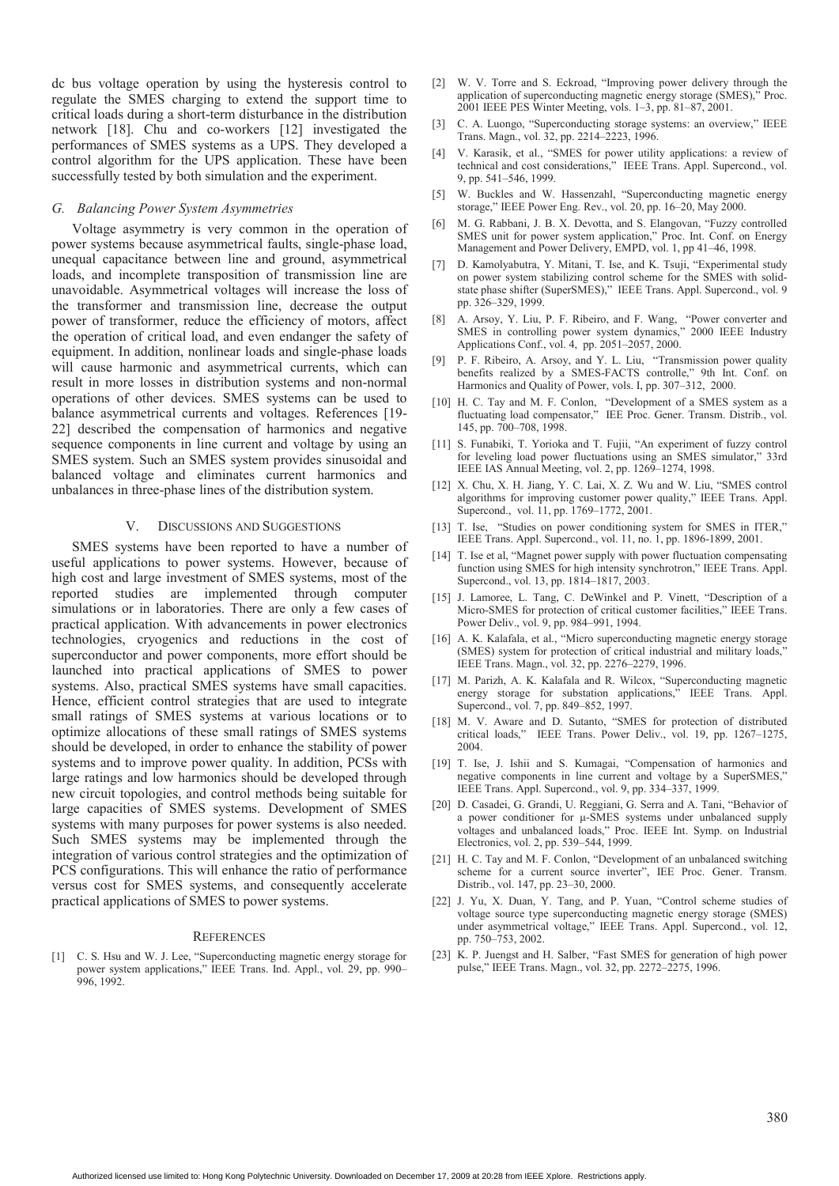dc bus voltage operation by using the hysteresis control to regulate the SMES charging to extend the support time to critical loads during a short-term disturbance in the distribution network [18]. Chu and co-workers [12] investigated the performances of SMES systems as a UPS. They developed a control algorithm for the UPS application. These have been successfully tested by both simulation and the experiment.

### *G. Balancing Power System Asymmetries*

Voltage asymmetry is very common in the operation of power systems because asymmetrical faults, single-phase load, unequal capacitance between line and ground, asymmetrical loads, and incomplete transposition of transmission line are unavoidable. Asymmetrical voltages will increase the loss of the transformer and transmission line, decrease the output power of transformer, reduce the efficiency of motors, affect the operation of critical load, and even endanger the safety of equipment. In addition, nonlinear loads and single-phase loads will cause harmonic and asymmetrical currents, which can result in more losses in distribution systems and non-normal operations of other devices. SMES systems can be used to balance asymmetrical currents and voltages. References [19-22] described the compensation of harmonics and negative sequence components in line current and voltage by using an SMES system. Such an SMES system provides sinusoidal and balanced voltage and eliminates current harmonics and unbalances in three-phase lines of the distribution system.

## V. Discussions and Suggestions

SMES systems have been reported to have a number of useful applications to power systems. However, because of high cost and large investment of SMES systems, most of the reported studies are implemented through computer simulations or in laboratories. There are only a few cases of practical application. With advancements in power electronics technologies, cryogenics and reductions in the cost of superconductor and power components, more effort should be launched into practical applications of SMES to power systems. Also, practical SMES systems have small capacities. Hence, efficient control strategies that are used to integrate small ratings of SMES systems at various locations or to optimize allocations of these small ratings of SMES systems should be developed, in order to enhance the stability of power systems and to improve power quality. In addition, PCSs with large ratings and low harmonics should be developed through new circuit topologies, and control methods being suitable for large capacities of SMES systems. Development of SMES systems with many purposes for power systems is also needed. Such SMES systems may be implemented through the integration of various control strategies and the optimization of PCS configurations. This will enhance the ratio of performance versus cost for SMES systems, and consequently accelerate practical applications of SMES to power systems.

## References

[1] C. S. Hsu and W. J. Lee, "Superconducting magnetic energy storage for power system applications," IEEE Trans. Ind. Appl., vol. 29, pp. 990–996, 1992.

[2] W. V. Torre and S. Eckroad, "Improving power delivery through the application of superconducting magnetic energy storage (SMES)," Proc. 2001 IEEE PES Winter Meeting, vols. 1–3, pp. 81–87, 2001.

[3] C. A. Luongo, "Superconducting storage systems: an overview," IEEE Trans. Magn., vol. 32, pp. 2214–2223, 1996.

[4] V. Karasik, et al., "SMES for power utility applications: a review of technical and cost considerations," IEEE Trans. Appl. Supercond., vol. 9, pp. 541–546, 1999.

[5] W. Buckles and W. Hassenzahl, "Superconducting magnetic energy storage," IEEE Power Eng. Rev., vol. 20, pp. 16–20, May 2000.

[6] M. G. Rabbani, J. B. X. Devotta, and S. Elangovan, "Fuzzy controlled SMES unit for power system application," Proc. Int. Conf. on Energy Management and Power Delivery, EMPD, vol. 1, pp 41–46, 1998.

[7] D. Kamolyabutra, Y. Mitani, T. Ise, and K. Tsuji, "Experimental study on power system stabilizing control scheme for the SMES with solid-state phase shifter (SuperSMES)," IEEE Trans. Appl. Supercond., vol. 9 pp. 326–329, 1999.

[8] A. Arsoy, Y. Liu, P. F. Ribeiro, and F. Wang, "Power converter and SMES in controlling power system dynamics," 2000 IEEE Industry Applications Conf., vol. 4, pp. 2051–2057, 2000.

[9] P. F. Ribeiro, A. Arsoy, and Y. L. Liu, "Transmission power quality benefits realized by a SMES-FACTS controlle," 9th Int. Conf. on Harmonics and Quality of Power, vols. I, pp. 307–312, 2000.

[10] H. C. Tay and M. F. Conlon, "Development of a SMES system as a fluctuating load compensator," IEE Proc. Gener. Transm. Distrib., vol. 145, pp. 700–708, 1998.

[11] S. Funabiki, T. Yorioka and T. Fujii, "An experiment of fuzzy control for leveling load power fluctuations using an SMES simulator," 33rd IEEE IAS Annual Meeting, vol. 2, pp. 1269–1274, 1998.

[12] X. Chu, X. H. Jiang, Y. C. Lai, X. Z. Wu and W. Liu, "SMES control algorithms for improving customer power quality," IEEE Trans. Appl. Supercond., vol. 11, pp. 1769–1772, 2001.

[13] T. Ise, "Studies on power conditioning system for SMES in ITER," IEEE Trans. Appl. Supercond., vol. 11, no. 1, pp. 1896-1899, 2001.

[14] T. Ise et al, "Magnet power supply with power fluctuation compensating function using SMES for high intensity synchrotron," IEEE Trans. Appl. Supercond., vol. 13, pp. 1814–1817, 2003.

[15] J. Lamoree, L. Tang, C. DeWinkel and P. Vinett, "Description of a Micro-SMES for protection of critical customer facilities," IEEE Trans. Power Deliv., vol. 9, pp. 984–991, 1994.

[16] A. K. Kalafala, et al., "Micro superconducting magnetic energy storage (SMES) system for protection of critical industrial and military loads," IEEE Trans. Magn., vol. 32, pp. 2276–2279, 1996.

[17] M. Parizh, A. K. Kalafala and R. Wilcox, "Superconducting magnetic energy storage for substation applications," IEEE Trans. Appl. Supercond., vol. 7, pp. 849–852, 1997.

[18] M. V. Aware and D. Sutanto, "SMES for protection of distributed critical loads," IEEE Trans. Power Deliv., vol. 19, pp. 1267–1275, 2004.

[19] T. Ise, J. Ishii and S. Kumagai, "Compensation of harmonics and negative components in line current and voltage by a SuperSMES," IEEE Trans. Appl. Supercond., vol. 9, pp. 334–337, 1999.

[20] D. Casadei, G. Grandi, U. Reggiani, G. Serra and A. Tani, "Behavior of a power conditioner for μ-SMES systems under unbalanced supply voltages and unbalanced loads," Proc. IEEE Int. Symp. on Industrial Electronics, vol. 2, pp. 539–544, 1999.

[21] H. C. Tay and M. F. Conlon, "Development of an unbalanced switching scheme for a current source inverter", IEE Proc. Gener. Transm. Distrib., vol. 147, pp. 23–30, 2000.

[22] J. Yu, X. Duan, Y. Tang, and P. Yuan, "Control scheme studies of voltage source type superconducting magnetic energy storage (SMES) under asymmetrical voltage," IEEE Trans. Appl. Supercond., vol. 12, pp. 750–753, 2002.

[23] K. P. Juengst and H. Salber, "Fast SMES for generation of high power pulse," IEEE Trans. Magn., vol. 32, pp. 2272–2275, 1996.